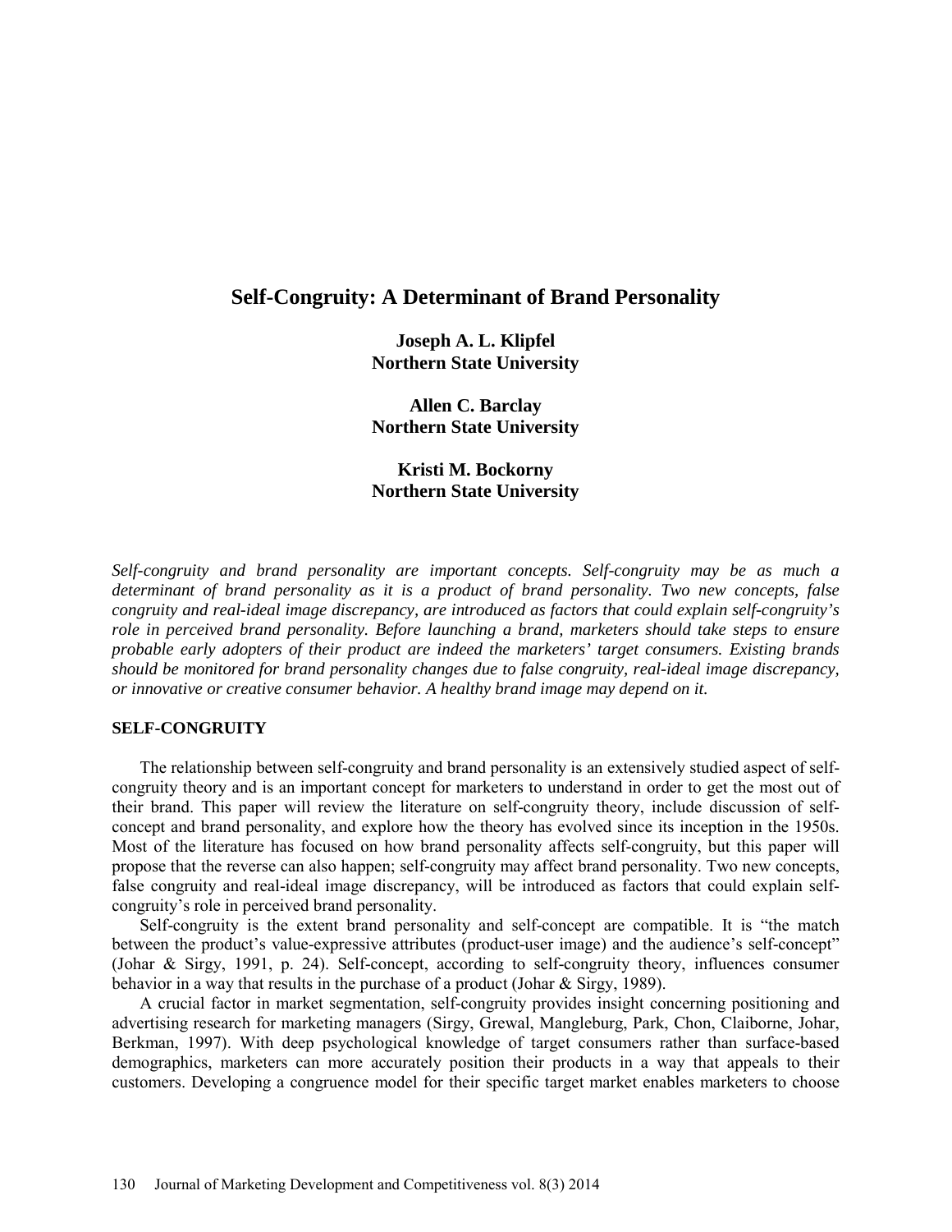# Self-Congruity: A Determinant of Brand Personality

**Joseph A. L. Klipfel**
**Northern State University**

**Allen C. Barclay**
**Northern State University**

**Kristi M. Bockorny**
**Northern State University**

*Self-congruity and brand personality are important concepts. Self-congruity may be as much a determinant of brand personality as it is a product of brand personality. Two new concepts, false congruity and real-ideal image discrepancy, are introduced as factors that could explain self-congruity's role in perceived brand personality. Before launching a brand, marketers should take steps to ensure probable early adopters of their product are indeed the marketers' target consumers. Existing brands should be monitored for brand personality changes due to false congruity, real-ideal image discrepancy, or innovative or creative consumer behavior. A healthy brand image may depend on it.*

## SELF-CONGRUITY

The relationship between self-congruity and brand personality is an extensively studied aspect of self-congruity theory and is an important concept for marketers to understand in order to get the most out of their brand. This paper will review the literature on self-congruity theory, include discussion of self-concept and brand personality, and explore how the theory has evolved since its inception in the 1950s. Most of the literature has focused on how brand personality affects self-congruity, but this paper will propose that the reverse can also happen; self-congruity may affect brand personality. Two new concepts, false congruity and real-ideal image discrepancy, will be introduced as factors that could explain self-congruity's role in perceived brand personality.

Self-congruity is the extent brand personality and self-concept are compatible. It is "the match between the product's value-expressive attributes (product-user image) and the audience's self-concept" (Johar & Sirgy, 1991, p. 24). Self-concept, according to self-congruity theory, influences consumer behavior in a way that results in the purchase of a product (Johar & Sirgy, 1989).

A crucial factor in market segmentation, self-congruity provides insight concerning positioning and advertising research for marketing managers (Sirgy, Grewal, Mangleburg, Park, Chon, Claiborne, Johar, Berkman, 1997). With deep psychological knowledge of target consumers rather than surface-based demographics, marketers can more accurately position their products in a way that appeals to their customers. Developing a congruence model for their specific target market enables marketers to choose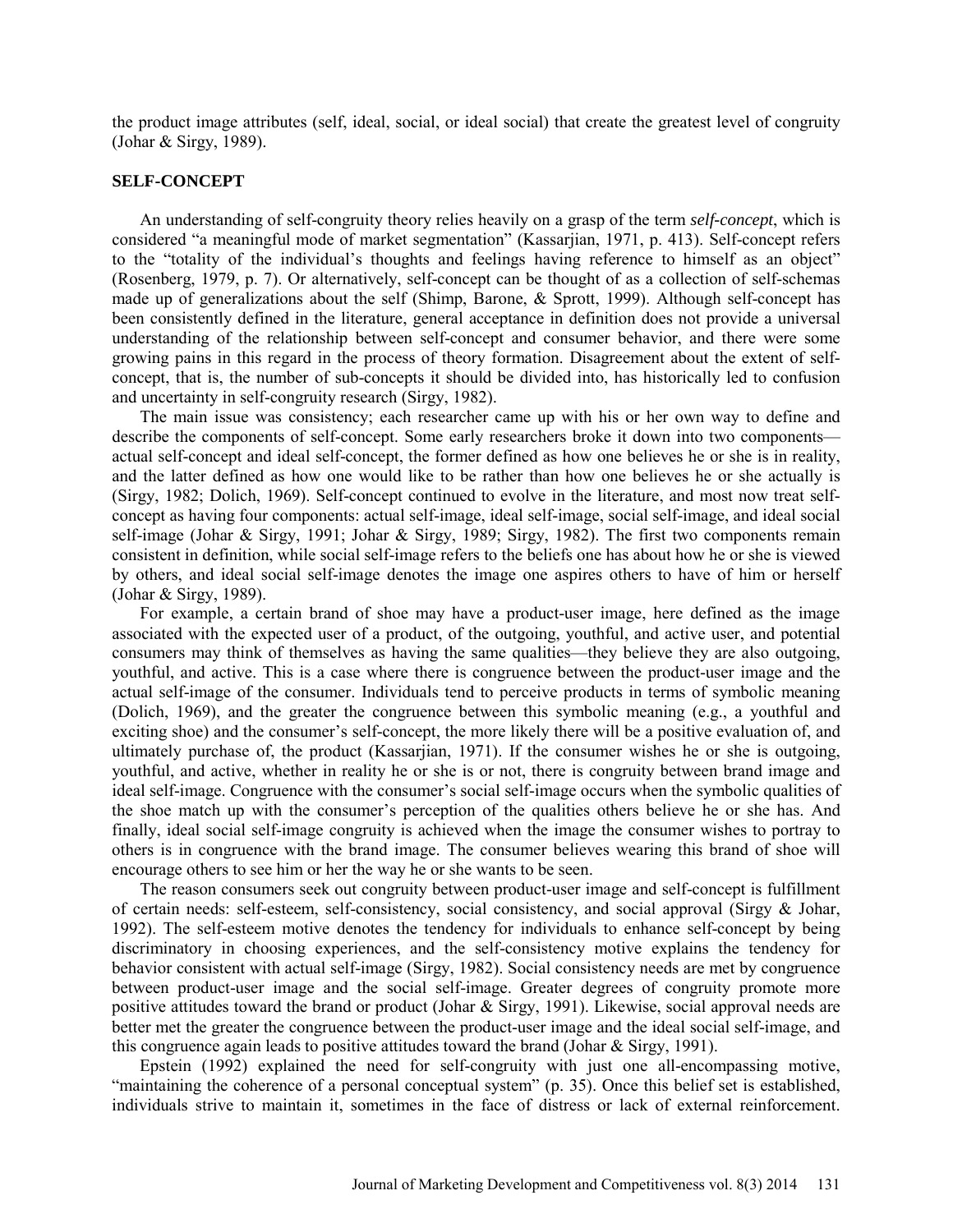the product image attributes (self, ideal, social, or ideal social) that create the greatest level of congruity (Johar & Sirgy, 1989).

## SELF-CONCEPT

An understanding of self-congruity theory relies heavily on a grasp of the term *self-concept*, which is considered "a meaningful mode of market segmentation" (Kassarjian, 1971, p. 413). Self-concept refers to the "totality of the individual's thoughts and feelings having reference to himself as an object" (Rosenberg, 1979, p. 7). Or alternatively, self-concept can be thought of as a collection of self-schemas made up of generalizations about the self (Shimp, Barone, & Sprott, 1999). Although self-concept has been consistently defined in the literature, general acceptance in definition does not provide a universal understanding of the relationship between self-concept and consumer behavior, and there were some growing pains in this regard in the process of theory formation. Disagreement about the extent of self-concept, that is, the number of sub-concepts it should be divided into, has historically led to confusion and uncertainty in self-congruity research (Sirgy, 1982).

The main issue was consistency; each researcher came up with his or her own way to define and describe the components of self-concept. Some early researchers broke it down into two components—actual self-concept and ideal self-concept, the former defined as how one believes he or she is in reality, and the latter defined as how one would like to be rather than how one believes he or she actually is (Sirgy, 1982; Dolich, 1969). Self-concept continued to evolve in the literature, and most now treat self-concept as having four components: actual self-image, ideal self-image, social self-image, and ideal social self-image (Johar & Sirgy, 1991; Johar & Sirgy, 1989; Sirgy, 1982). The first two components remain consistent in definition, while social self-image refers to the beliefs one has about how he or she is viewed by others, and ideal social self-image denotes the image one aspires others to have of him or herself (Johar & Sirgy, 1989).

For example, a certain brand of shoe may have a product-user image, here defined as the image associated with the expected user of a product, of the outgoing, youthful, and active user, and potential consumers may think of themselves as having the same qualities—they believe they are also outgoing, youthful, and active. This is a case where there is congruence between the product-user image and the actual self-image of the consumer. Individuals tend to perceive products in terms of symbolic meaning (Dolich, 1969), and the greater the congruence between this symbolic meaning (e.g., a youthful and exciting shoe) and the consumer's self-concept, the more likely there will be a positive evaluation of, and ultimately purchase of, the product (Kassarjian, 1971). If the consumer wishes he or she is outgoing, youthful, and active, whether in reality he or she is or not, there is congruity between brand image and ideal self-image. Congruence with the consumer's social self-image occurs when the symbolic qualities of the shoe match up with the consumer's perception of the qualities others believe he or she has. And finally, ideal social self-image congruity is achieved when the image the consumer wishes to portray to others is in congruence with the brand image. The consumer believes wearing this brand of shoe will encourage others to see him or her the way he or she wants to be seen.

The reason consumers seek out congruity between product-user image and self-concept is fulfillment of certain needs: self-esteem, self-consistency, social consistency, and social approval (Sirgy & Johar, 1992). The self-esteem motive denotes the tendency for individuals to enhance self-concept by being discriminatory in choosing experiences, and the self-consistency motive explains the tendency for behavior consistent with actual self-image (Sirgy, 1982). Social consistency needs are met by congruence between product-user image and the social self-image. Greater degrees of congruity promote more positive attitudes toward the brand or product (Johar & Sirgy, 1991). Likewise, social approval needs are better met the greater the congruence between the product-user image and the ideal social self-image, and this congruence again leads to positive attitudes toward the brand (Johar & Sirgy, 1991).

Epstein (1992) explained the need for self-congruity with just one all-encompassing motive, "maintaining the coherence of a personal conceptual system" (p. 35). Once this belief set is established, individuals strive to maintain it, sometimes in the face of distress or lack of external reinforcement.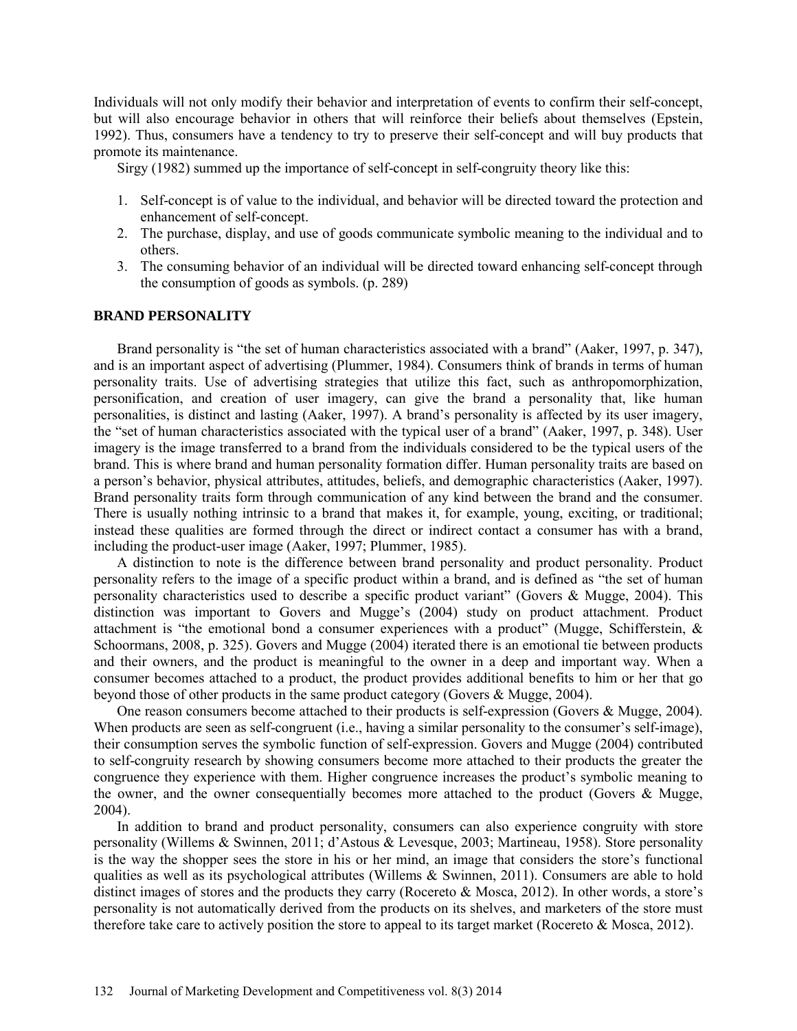Individuals will not only modify their behavior and interpretation of events to confirm their self-concept, but will also encourage behavior in others that will reinforce their beliefs about themselves (Epstein, 1992). Thus, consumers have a tendency to try to preserve their self-concept and will buy products that promote its maintenance.

Sirgy (1982) summed up the importance of self-concept in self-congruity theory like this:

1. Self-concept is of value to the individual, and behavior will be directed toward the protection and enhancement of self-concept.
2. The purchase, display, and use of goods communicate symbolic meaning to the individual and to others.
3. The consuming behavior of an individual will be directed toward enhancing self-concept through the consumption of goods as symbols. (p. 289)

## BRAND PERSONALITY

Brand personality is "the set of human characteristics associated with a brand" (Aaker, 1997, p. 347), and is an important aspect of advertising (Plummer, 1984). Consumers think of brands in terms of human personality traits. Use of advertising strategies that utilize this fact, such as anthropomorphization, personification, and creation of user imagery, can give the brand a personality that, like human personalities, is distinct and lasting (Aaker, 1997). A brand's personality is affected by its user imagery, the "set of human characteristics associated with the typical user of a brand" (Aaker, 1997, p. 348). User imagery is the image transferred to a brand from the individuals considered to be the typical users of the brand. This is where brand and human personality formation differ. Human personality traits are based on a person's behavior, physical attributes, attitudes, beliefs, and demographic characteristics (Aaker, 1997). Brand personality traits form through communication of any kind between the brand and the consumer. There is usually nothing intrinsic to a brand that makes it, for example, young, exciting, or traditional; instead these qualities are formed through the direct or indirect contact a consumer has with a brand, including the product-user image (Aaker, 1997; Plummer, 1985).

A distinction to note is the difference between brand personality and product personality. Product personality refers to the image of a specific product within a brand, and is defined as "the set of human personality characteristics used to describe a specific product variant" (Govers & Mugge, 2004). This distinction was important to Govers and Mugge's (2004) study on product attachment. Product attachment is "the emotional bond a consumer experiences with a product" (Mugge, Schifferstein, & Schoormans, 2008, p. 325). Govers and Mugge (2004) iterated there is an emotional tie between products and their owners, and the product is meaningful to the owner in a deep and important way. When a consumer becomes attached to a product, the product provides additional benefits to him or her that go beyond those of other products in the same product category (Govers & Mugge, 2004).

One reason consumers become attached to their products is self-expression (Govers & Mugge, 2004). When products are seen as self-congruent (i.e., having a similar personality to the consumer's self-image), their consumption serves the symbolic function of self-expression. Govers and Mugge (2004) contributed to self-congruity research by showing consumers become more attached to their products the greater the congruence they experience with them. Higher congruence increases the product's symbolic meaning to the owner, and the owner consequentially becomes more attached to the product (Govers & Mugge, 2004).

In addition to brand and product personality, consumers can also experience congruity with store personality (Willems & Swinnen, 2011; d'Astous & Levesque, 2003; Martineau, 1958). Store personality is the way the shopper sees the store in his or her mind, an image that considers the store's functional qualities as well as its psychological attributes (Willems & Swinnen, 2011). Consumers are able to hold distinct images of stores and the products they carry (Rocereto & Mosca, 2012). In other words, a store's personality is not automatically derived from the products on its shelves, and marketers of the store must therefore take care to actively position the store to appeal to its target market (Rocereto & Mosca, 2012).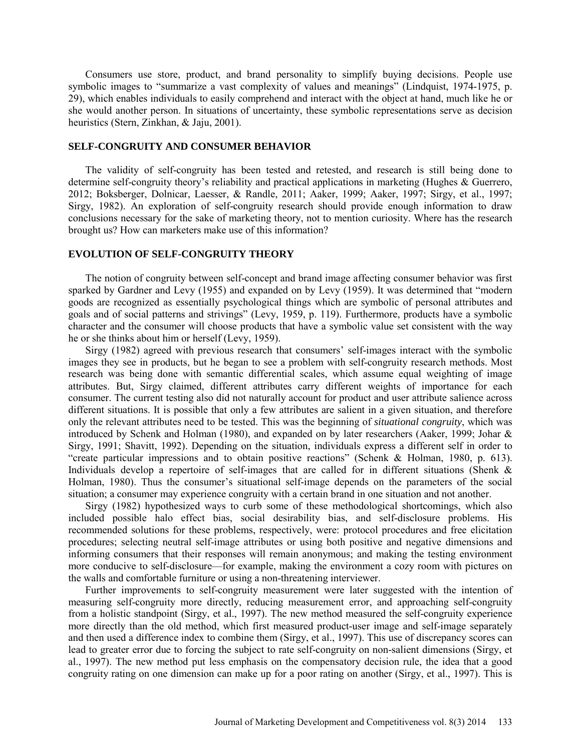Consumers use store, product, and brand personality to simplify buying decisions. People use symbolic images to "summarize a vast complexity of values and meanings" (Lindquist, 1974-1975, p. 29), which enables individuals to easily comprehend and interact with the object at hand, much like he or she would another person. In situations of uncertainty, these symbolic representations serve as decision heuristics (Stern, Zinkhan, & Jaju, 2001).

## SELF-CONGRUITY AND CONSUMER BEHAVIOR

The validity of self-congruity has been tested and retested, and research is still being done to determine self-congruity theory's reliability and practical applications in marketing (Hughes & Guerrero, 2012; Boksberger, Dolnicar, Laesser, & Randle, 2011; Aaker, 1999; Aaker, 1997; Sirgy, et al., 1997; Sirgy, 1982). An exploration of self-congruity research should provide enough information to draw conclusions necessary for the sake of marketing theory, not to mention curiosity. Where has the research brought us? How can marketers make use of this information?

## EVOLUTION OF SELF-CONGRUITY THEORY

The notion of congruity between self-concept and brand image affecting consumer behavior was first sparked by Gardner and Levy (1955) and expanded on by Levy (1959). It was determined that "modern goods are recognized as essentially psychological things which are symbolic of personal attributes and goals and of social patterns and strivings" (Levy, 1959, p. 119). Furthermore, products have a symbolic character and the consumer will choose products that have a symbolic value set consistent with the way he or she thinks about him or herself (Levy, 1959).

Sirgy (1982) agreed with previous research that consumers' self-images interact with the symbolic images they see in products, but he began to see a problem with self-congruity research methods. Most research was being done with semantic differential scales, which assume equal weighting of image attributes. But, Sirgy claimed, different attributes carry different weights of importance for each consumer. The current testing also did not naturally account for product and user attribute salience across different situations. It is possible that only a few attributes are salient in a given situation, and therefore only the relevant attributes need to be tested. This was the beginning of *situational congruity*, which was introduced by Schenk and Holman (1980), and expanded on by later researchers (Aaker, 1999; Johar & Sirgy, 1991; Shavitt, 1992). Depending on the situation, individuals express a different self in order to "create particular impressions and to obtain positive reactions" (Schenk & Holman, 1980, p. 613). Individuals develop a repertoire of self-images that are called for in different situations (Shenk & Holman, 1980). Thus the consumer's situational self-image depends on the parameters of the social situation; a consumer may experience congruity with a certain brand in one situation and not another.

Sirgy (1982) hypothesized ways to curb some of these methodological shortcomings, which also included possible halo effect bias, social desirability bias, and self-disclosure problems. His recommended solutions for these problems, respectively, were: protocol procedures and free elicitation procedures; selecting neutral self-image attributes or using both positive and negative dimensions and informing consumers that their responses will remain anonymous; and making the testing environment more conducive to self-disclosure—for example, making the environment a cozy room with pictures on the walls and comfortable furniture or using a non-threatening interviewer.

Further improvements to self-congruity measurement were later suggested with the intention of measuring self-congruity more directly, reducing measurement error, and approaching self-congruity from a holistic standpoint (Sirgy, et al., 1997). The new method measured the self-congruity experience more directly than the old method, which first measured product-user image and self-image separately and then used a difference index to combine them (Sirgy, et al., 1997). This use of discrepancy scores can lead to greater error due to forcing the subject to rate self-congruity on non-salient dimensions (Sirgy, et al., 1997). The new method put less emphasis on the compensatory decision rule, the idea that a good congruity rating on one dimension can make up for a poor rating on another (Sirgy, et al., 1997). This is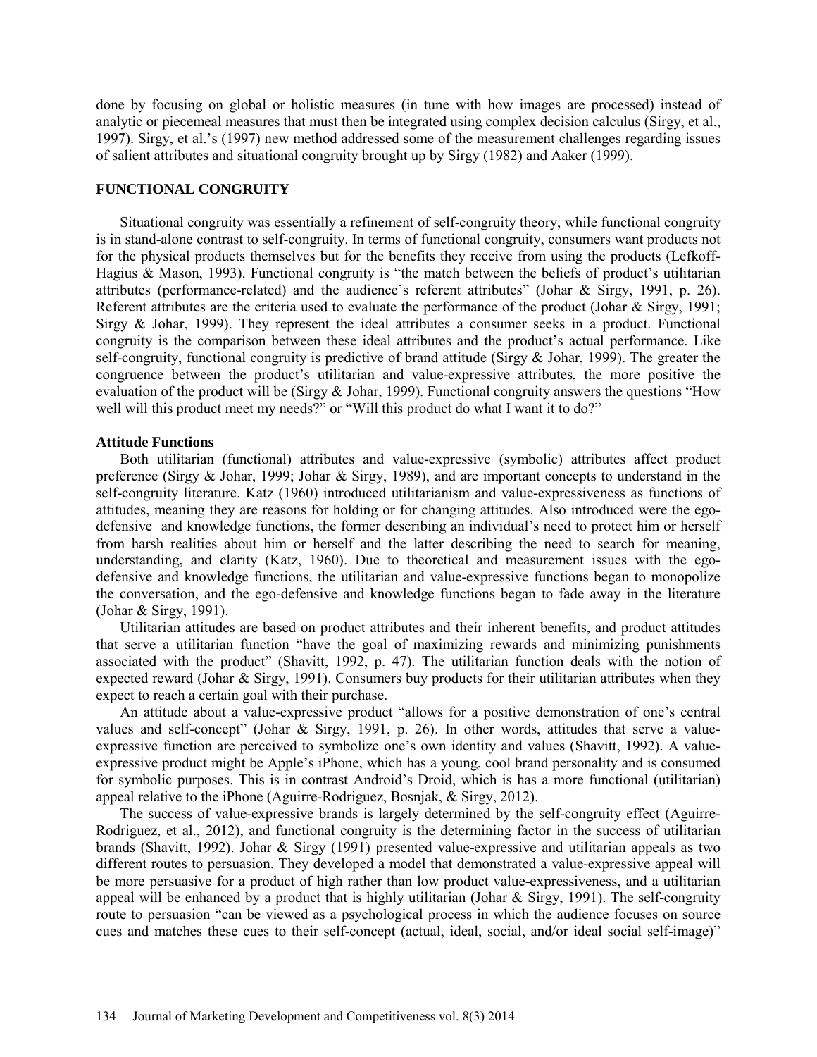done by focusing on global or holistic measures (in tune with how images are processed) instead of analytic or piecemeal measures that must then be integrated using complex decision calculus (Sirgy, et al., 1997). Sirgy, et al.'s (1997) new method addressed some of the measurement challenges regarding issues of salient attributes and situational congruity brought up by Sirgy (1982) and Aaker (1999).

## FUNCTIONAL CONGRUITY

Situational congruity was essentially a refinement of self-congruity theory, while functional congruity is in stand-alone contrast to self-congruity. In terms of functional congruity, consumers want products not for the physical products themselves but for the benefits they receive from using the products (Lefkoff-Hagius & Mason, 1993). Functional congruity is "the match between the beliefs of product's utilitarian attributes (performance-related) and the audience's referent attributes" (Johar & Sirgy, 1991, p. 26). Referent attributes are the criteria used to evaluate the performance of the product (Johar & Sirgy, 1991; Sirgy & Johar, 1999). They represent the ideal attributes a consumer seeks in a product. Functional congruity is the comparison between these ideal attributes and the product's actual performance. Like self-congruity, functional congruity is predictive of brand attitude (Sirgy & Johar, 1999). The greater the congruence between the product's utilitarian and value-expressive attributes, the more positive the evaluation of the product will be (Sirgy & Johar, 1999). Functional congruity answers the questions "How well will this product meet my needs?" or "Will this product do what I want it to do?"

### Attitude Functions

Both utilitarian (functional) attributes and value-expressive (symbolic) attributes affect product preference (Sirgy & Johar, 1999; Johar & Sirgy, 1989), and are important concepts to understand in the self-congruity literature. Katz (1960) introduced utilitarianism and value-expressiveness as functions of attitudes, meaning they are reasons for holding or for changing attitudes. Also introduced were the ego-defensive and knowledge functions, the former describing an individual's need to protect him or herself from harsh realities about him or herself and the latter describing the need to search for meaning, understanding, and clarity (Katz, 1960). Due to theoretical and measurement issues with the ego-defensive and knowledge functions, the utilitarian and value-expressive functions began to monopolize the conversation, and the ego-defensive and knowledge functions began to fade away in the literature (Johar & Sirgy, 1991).

Utilitarian attitudes are based on product attributes and their inherent benefits, and product attitudes that serve a utilitarian function "have the goal of maximizing rewards and minimizing punishments associated with the product" (Shavitt, 1992, p. 47). The utilitarian function deals with the notion of expected reward (Johar & Sirgy, 1991). Consumers buy products for their utilitarian attributes when they expect to reach a certain goal with their purchase.

An attitude about a value-expressive product "allows for a positive demonstration of one's central values and self-concept" (Johar & Sirgy, 1991, p. 26). In other words, attitudes that serve a value-expressive function are perceived to symbolize one's own identity and values (Shavitt, 1992). A value-expressive product might be Apple's iPhone, which has a young, cool brand personality and is consumed for symbolic purposes. This is in contrast Android's Droid, which is has a more functional (utilitarian) appeal relative to the iPhone (Aguirre-Rodriguez, Bosnjak, & Sirgy, 2012).

The success of value-expressive brands is largely determined by the self-congruity effect (Aguirre-Rodriguez, et al., 2012), and functional congruity is the determining factor in the success of utilitarian brands (Shavitt, 1992). Johar & Sirgy (1991) presented value-expressive and utilitarian appeals as two different routes to persuasion. They developed a model that demonstrated a value-expressive appeal will be more persuasive for a product of high rather than low product value-expressiveness, and a utilitarian appeal will be enhanced by a product that is highly utilitarian (Johar & Sirgy, 1991). The self-congruity route to persuasion "can be viewed as a psychological process in which the audience focuses on source cues and matches these cues to their self-concept (actual, ideal, social, and/or ideal social self-image)"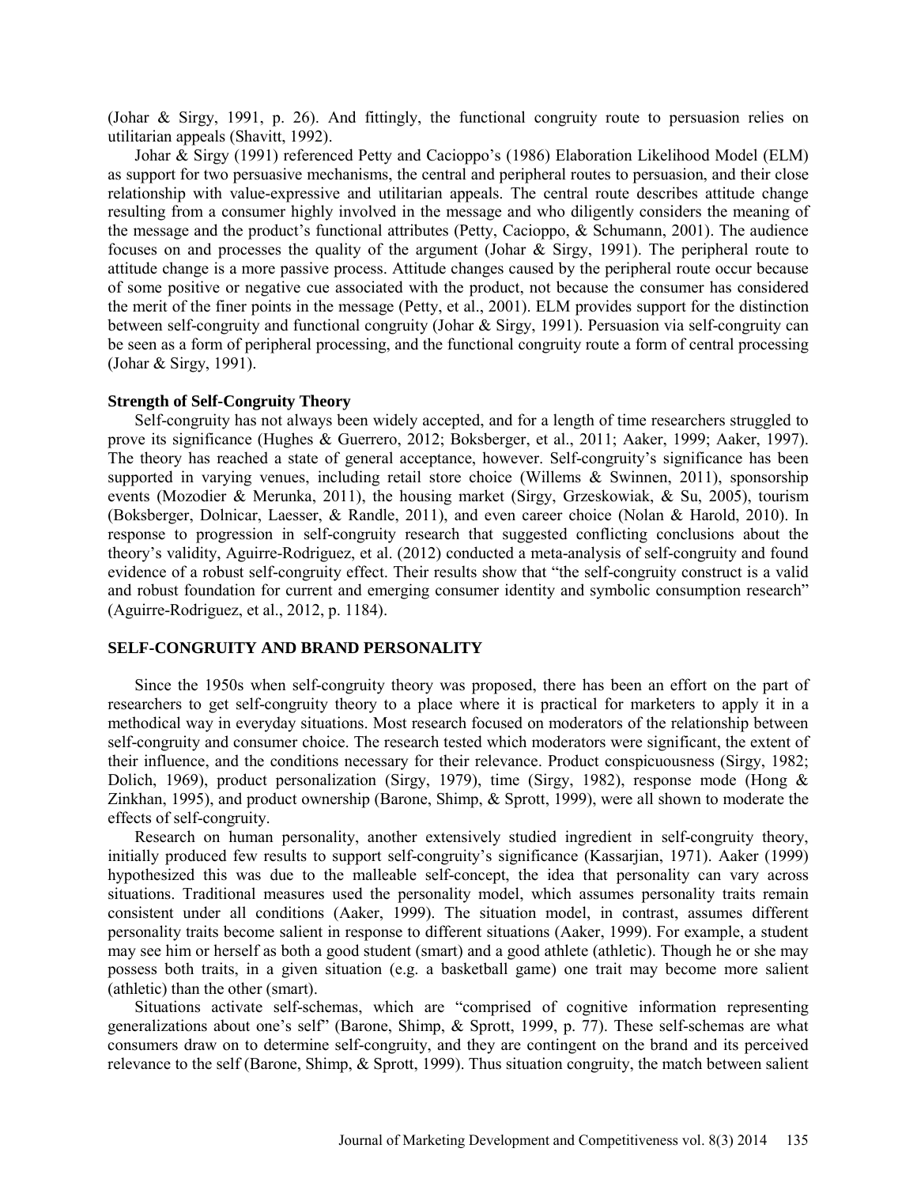(Johar & Sirgy, 1991, p. 26). And fittingly, the functional congruity route to persuasion relies on utilitarian appeals (Shavitt, 1992).

Johar & Sirgy (1991) referenced Petty and Cacioppo's (1986) Elaboration Likelihood Model (ELM) as support for two persuasive mechanisms, the central and peripheral routes to persuasion, and their close relationship with value-expressive and utilitarian appeals. The central route describes attitude change resulting from a consumer highly involved in the message and who diligently considers the meaning of the message and the product's functional attributes (Petty, Cacioppo, & Schumann, 2001). The audience focuses on and processes the quality of the argument (Johar & Sirgy, 1991). The peripheral route to attitude change is a more passive process. Attitude changes caused by the peripheral route occur because of some positive or negative cue associated with the product, not because the consumer has considered the merit of the finer points in the message (Petty, et al., 2001). ELM provides support for the distinction between self-congruity and functional congruity (Johar & Sirgy, 1991). Persuasion via self-congruity can be seen as a form of peripheral processing, and the functional congruity route a form of central processing (Johar & Sirgy, 1991).

### Strength of Self-Congruity Theory

Self-congruity has not always been widely accepted, and for a length of time researchers struggled to prove its significance (Hughes & Guerrero, 2012; Boksberger, et al., 2011; Aaker, 1999; Aaker, 1997). The theory has reached a state of general acceptance, however. Self-congruity's significance has been supported in varying venues, including retail store choice (Willems & Swinnen, 2011), sponsorship events (Mozodier & Merunka, 2011), the housing market (Sirgy, Grzeskowiak, & Su, 2005), tourism (Boksberger, Dolnicar, Laesser, & Randle, 2011), and even career choice (Nolan & Harold, 2010). In response to progression in self-congruity research that suggested conflicting conclusions about the theory's validity, Aguirre-Rodriguez, et al. (2012) conducted a meta-analysis of self-congruity and found evidence of a robust self-congruity effect. Their results show that "the self-congruity construct is a valid and robust foundation for current and emerging consumer identity and symbolic consumption research" (Aguirre-Rodriguez, et al., 2012, p. 1184).

## SELF-CONGRUITY AND BRAND PERSONALITY

Since the 1950s when self-congruity theory was proposed, there has been an effort on the part of researchers to get self-congruity theory to a place where it is practical for marketers to apply it in a methodical way in everyday situations. Most research focused on moderators of the relationship between self-congruity and consumer choice. The research tested which moderators were significant, the extent of their influence, and the conditions necessary for their relevance. Product conspicuousness (Sirgy, 1982; Dolich, 1969), product personalization (Sirgy, 1979), time (Sirgy, 1982), response mode (Hong & Zinkhan, 1995), and product ownership (Barone, Shimp, & Sprott, 1999), were all shown to moderate the effects of self-congruity.

Research on human personality, another extensively studied ingredient in self-congruity theory, initially produced few results to support self-congruity's significance (Kassarjian, 1971). Aaker (1999) hypothesized this was due to the malleable self-concept, the idea that personality can vary across situations. Traditional measures used the personality model, which assumes personality traits remain consistent under all conditions (Aaker, 1999). The situation model, in contrast, assumes different personality traits become salient in response to different situations (Aaker, 1999). For example, a student may see him or herself as both a good student (smart) and a good athlete (athletic). Though he or she may possess both traits, in a given situation (e.g. a basketball game) one trait may become more salient (athletic) than the other (smart).

Situations activate self-schemas, which are "comprised of cognitive information representing generalizations about one's self" (Barone, Shimp, & Sprott, 1999, p. 77). These self-schemas are what consumers draw on to determine self-congruity, and they are contingent on the brand and its perceived relevance to the self (Barone, Shimp, & Sprott, 1999). Thus situation congruity, the match between salient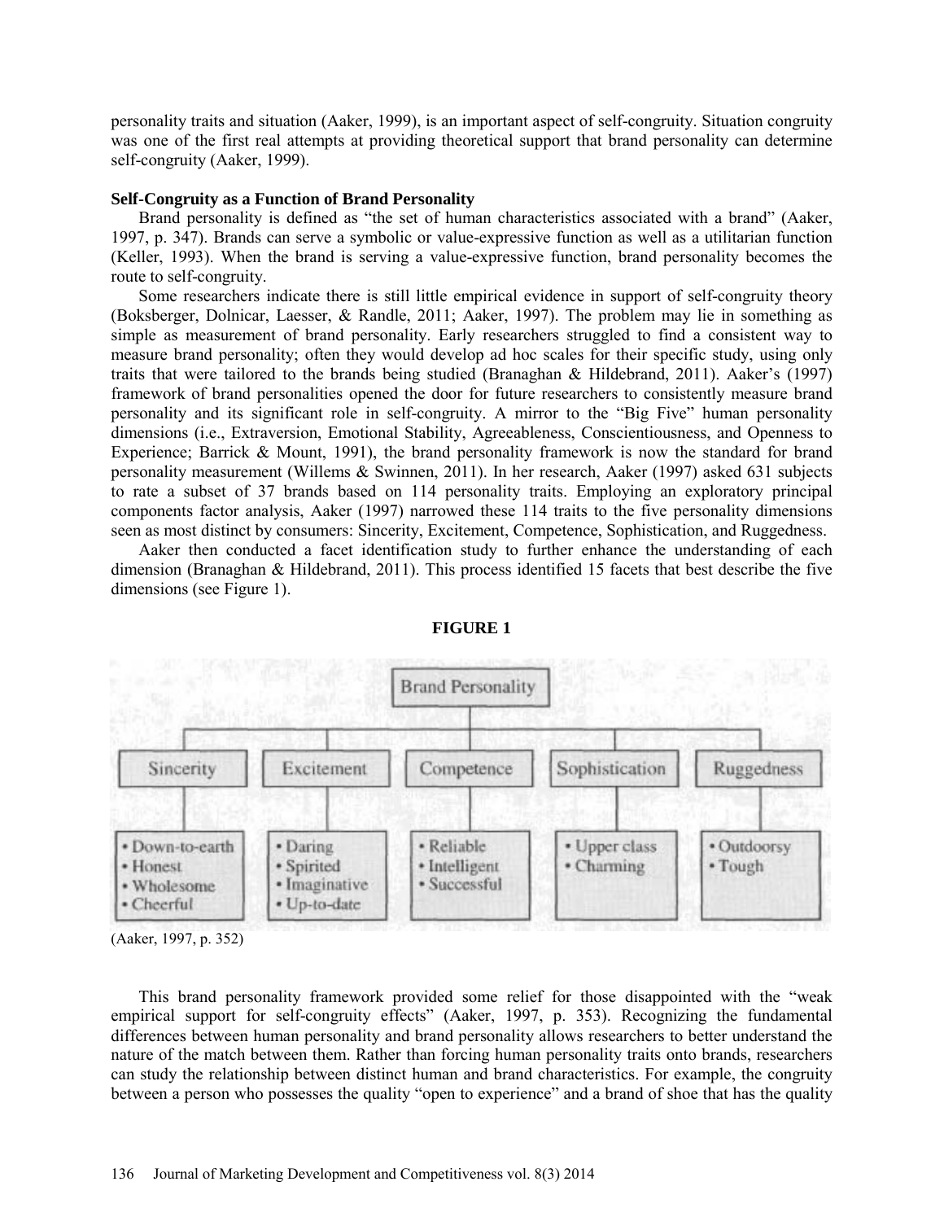personality traits and situation (Aaker, 1999), is an important aspect of self-congruity. Situation congruity was one of the first real attempts at providing theoretical support that brand personality can determine self-congruity (Aaker, 1999).

**Self-Congruity as a Function of Brand Personality**

Brand personality is defined as "the set of human characteristics associated with a brand" (Aaker, 1997, p. 347). Brands can serve a symbolic or value-expressive function as well as a utilitarian function (Keller, 1993). When the brand is serving a value-expressive function, brand personality becomes the route to self-congruity.

Some researchers indicate there is still little empirical evidence in support of self-congruity theory (Boksberger, Dolnicar, Laesser, & Randle, 2011; Aaker, 1997). The problem may lie in something as simple as measurement of brand personality. Early researchers struggled to find a consistent way to measure brand personality; often they would develop ad hoc scales for their specific study, using only traits that were tailored to the brands being studied (Branaghan & Hildebrand, 2011). Aaker's (1997) framework of brand personalities opened the door for future researchers to consistently measure brand personality and its significant role in self-congruity. A mirror to the "Big Five" human personality dimensions (i.e., Extraversion, Emotional Stability, Agreeableness, Conscientiousness, and Openness to Experience; Barrick & Mount, 1991), the brand personality framework is now the standard for brand personality measurement (Willems & Swinnen, 2011). In her research, Aaker (1997) asked 631 subjects to rate a subset of 37 brands based on 114 personality traits. Employing an exploratory principal components factor analysis, Aaker (1997) narrowed these 114 traits to the five personality dimensions seen as most distinct by consumers: Sincerity, Excitement, Competence, Sophistication, and Ruggedness.

Aaker then conducted a facet identification study to further enhance the understanding of each dimension (Branaghan & Hildebrand, 2011). This process identified 15 facets that best describe the five dimensions (see Figure 1).

**FIGURE 1**

Brand Personality

| Sincerity | Excitement | Competence | Sophistication | Ruggedness |
|---|---|---|---|---|
| • Down-to-earth<br>• Honest<br>• Wholesome<br>• Cheerful | • Daring<br>• Spirited<br>• Imaginative<br>• Up-to-date | • Reliable<br>• Intelligent<br>• Successful | • Upper class<br>• Charming | • Outdoorsy<br>• Tough |

(Aaker, 1997, p. 352)

This brand personality framework provided some relief for those disappointed with the "weak empirical support for self-congruity effects" (Aaker, 1997, p. 353). Recognizing the fundamental differences between human personality and brand personality allows researchers to better understand the nature of the match between them. Rather than forcing human personality traits onto brands, researchers can study the relationship between distinct human and brand characteristics. For example, the congruity between a person who possesses the quality "open to experience" and a brand of shoe that has the quality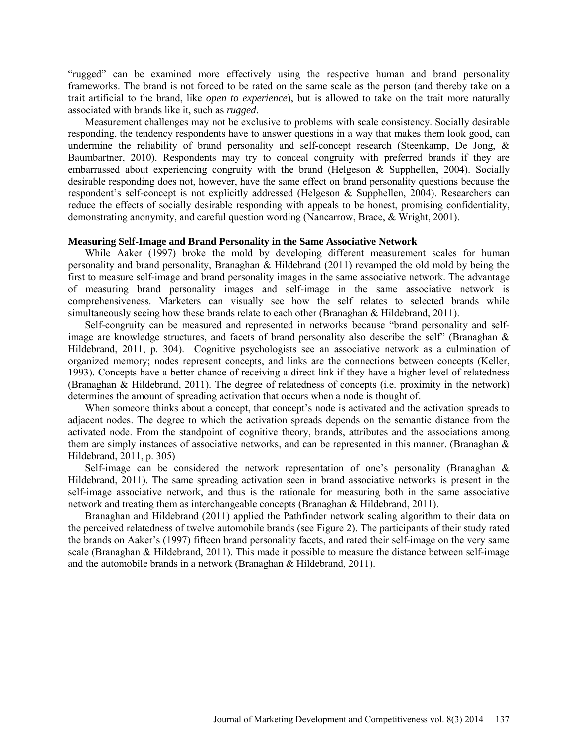"rugged" can be examined more effectively using the respective human and brand personality frameworks. The brand is not forced to be rated on the same scale as the person (and thereby take on a trait artificial to the brand, like *open to experience*), but is allowed to take on the trait more naturally associated with brands like it, such as *rugged*.

Measurement challenges may not be exclusive to problems with scale consistency. Socially desirable responding, the tendency respondents have to answer questions in a way that makes them look good, can undermine the reliability of brand personality and self-concept research (Steenkamp, De Jong, & Baumbartner, 2010). Respondents may try to conceal congruity with preferred brands if they are embarrassed about experiencing congruity with the brand (Helgeson & Supphellen, 2004). Socially desirable responding does not, however, have the same effect on brand personality questions because the respondent's self-concept is not explicitly addressed (Helgeson & Supphellen, 2004). Researchers can reduce the effects of socially desirable responding with appeals to be honest, promising confidentiality, demonstrating anonymity, and careful question wording (Nancarrow, Brace, & Wright, 2001).

**Measuring Self-Image and Brand Personality in the Same Associative Network**

While Aaker (1997) broke the mold by developing different measurement scales for human personality and brand personality, Branaghan & Hildebrand (2011) revamped the old mold by being the first to measure self-image and brand personality images in the same associative network. The advantage of measuring brand personality images and self-image in the same associative network is comprehensiveness. Marketers can visually see how the self relates to selected brands while simultaneously seeing how these brands relate to each other (Branaghan & Hildebrand, 2011).

Self-congruity can be measured and represented in networks because "brand personality and self-image are knowledge structures, and facets of brand personality also describe the self" (Branaghan & Hildebrand, 2011, p. 304). Cognitive psychologists see an associative network as a culmination of organized memory; nodes represent concepts, and links are the connections between concepts (Keller, 1993). Concepts have a better chance of receiving a direct link if they have a higher level of relatedness (Branaghan & Hildebrand, 2011). The degree of relatedness of concepts (i.e. proximity in the network) determines the amount of spreading activation that occurs when a node is thought of.

When someone thinks about a concept, that concept's node is activated and the activation spreads to adjacent nodes. The degree to which the activation spreads depends on the semantic distance from the activated node. From the standpoint of cognitive theory, brands, attributes and the associations among them are simply instances of associative networks, and can be represented in this manner. (Branaghan & Hildebrand, 2011, p. 305)

Self-image can be considered the network representation of one's personality (Branaghan & Hildebrand, 2011). The same spreading activation seen in brand associative networks is present in the self-image associative network, and thus is the rationale for measuring both in the same associative network and treating them as interchangeable concepts (Branaghan & Hildebrand, 2011).

Branaghan and Hildebrand (2011) applied the Pathfinder network scaling algorithm to their data on the perceived relatedness of twelve automobile brands (see Figure 2). The participants of their study rated the brands on Aaker's (1997) fifteen brand personality facets, and rated their self-image on the very same scale (Branaghan & Hildebrand, 2011). This made it possible to measure the distance between self-image and the automobile brands in a network (Branaghan & Hildebrand, 2011).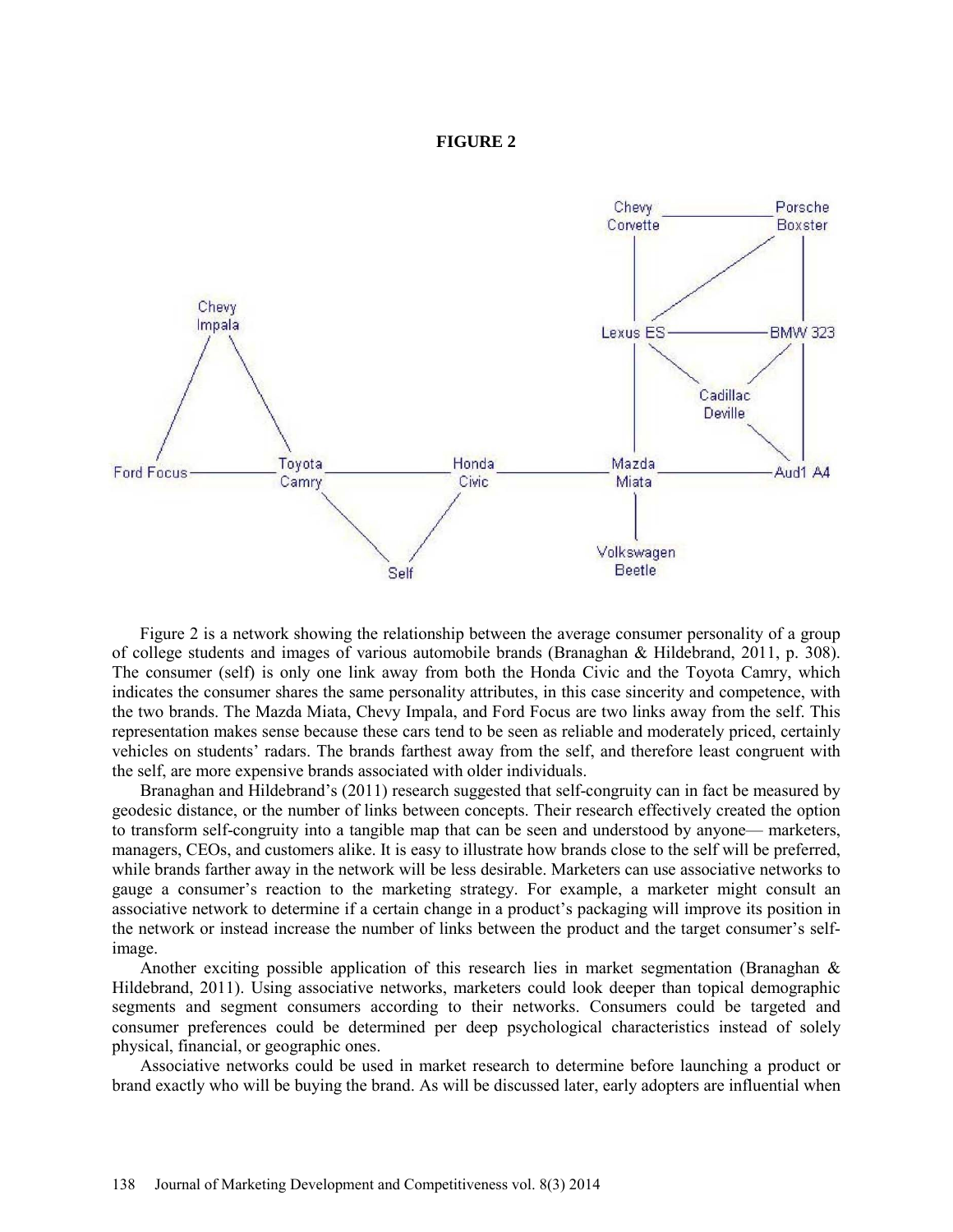**FIGURE 2**

Figure 2 is a network showing the relationship between the average consumer personality of a group of college students and images of various automobile brands (Branaghan & Hildebrand, 2011, p. 308). The consumer (self) is only one link away from both the Honda Civic and the Toyota Camry, which indicates the consumer shares the same personality attributes, in this case sincerity and competence, with the two brands. The Mazda Miata, Chevy Impala, and Ford Focus are two links away from the self. This representation makes sense because these cars tend to be seen as reliable and moderately priced, certainly vehicles on students' radars. The brands farthest away from the self, and therefore least congruent with the self, are more expensive brands associated with older individuals.

Branaghan and Hildebrand's (2011) research suggested that self-congruity can in fact be measured by geodesic distance, or the number of links between concepts. Their research effectively created the option to transform self-congruity into a tangible map that can be seen and understood by anyone— marketers, managers, CEOs, and customers alike. It is easy to illustrate how brands close to the self will be preferred, while brands farther away in the network will be less desirable. Marketers can use associative networks to gauge a consumer's reaction to the marketing strategy. For example, a marketer might consult an associative network to determine if a certain change in a product's packaging will improve its position in the network or instead increase the number of links between the product and the target consumer's self-image.

Another exciting possible application of this research lies in market segmentation (Branaghan & Hildebrand, 2011). Using associative networks, marketers could look deeper than topical demographic segments and segment consumers according to their networks. Consumers could be targeted and consumer preferences could be determined per deep psychological characteristics instead of solely physical, financial, or geographic ones.

Associative networks could be used in market research to determine before launching a product or brand exactly who will be buying the brand. As will be discussed later, early adopters are influential when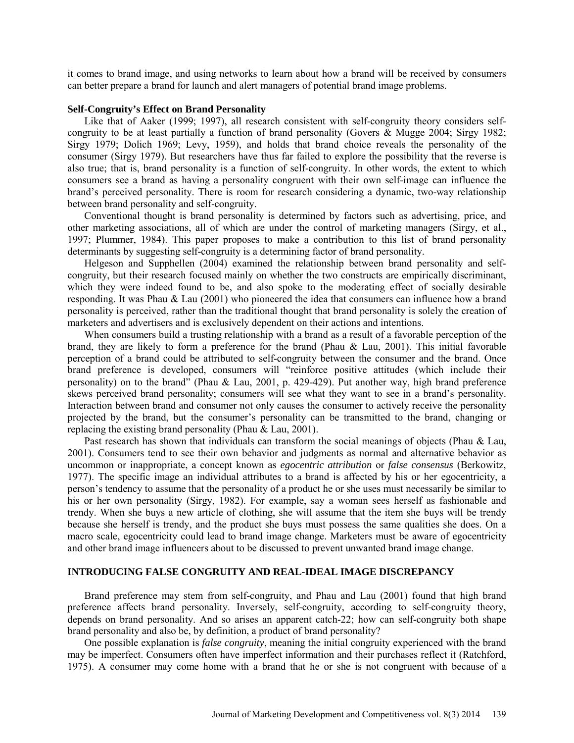it comes to brand image, and using networks to learn about how a brand will be received by consumers can better prepare a brand for launch and alert managers of potential brand image problems.

### Self-Congruity's Effect on Brand Personality

Like that of Aaker (1999; 1997), all research consistent with self-congruity theory considers self-congruity to be at least partially a function of brand personality (Govers & Mugge 2004; Sirgy 1982; Sirgy 1979; Dolich 1969; Levy, 1959), and holds that brand choice reveals the personality of the consumer (Sirgy 1979). But researchers have thus far failed to explore the possibility that the reverse is also true; that is, brand personality is a function of self-congruity. In other words, the extent to which consumers see a brand as having a personality congruent with their own self-image can influence the brand's perceived personality. There is room for research considering a dynamic, two-way relationship between brand personality and self-congruity.

Conventional thought is brand personality is determined by factors such as advertising, price, and other marketing associations, all of which are under the control of marketing managers (Sirgy, et al., 1997; Plummer, 1984). This paper proposes to make a contribution to this list of brand personality determinants by suggesting self-congruity is a determining factor of brand personality.

Helgeson and Supphellen (2004) examined the relationship between brand personality and self-congruity, but their research focused mainly on whether the two constructs are empirically discriminant, which they were indeed found to be, and also spoke to the moderating effect of socially desirable responding. It was Phau & Lau (2001) who pioneered the idea that consumers can influence how a brand personality is perceived, rather than the traditional thought that brand personality is solely the creation of marketers and advertisers and is exclusively dependent on their actions and intentions.

When consumers build a trusting relationship with a brand as a result of a favorable perception of the brand, they are likely to form a preference for the brand (Phau & Lau, 2001). This initial favorable perception of a brand could be attributed to self-congruity between the consumer and the brand. Once brand preference is developed, consumers will "reinforce positive attitudes (which include their personality) on to the brand" (Phau & Lau, 2001, p. 429-429). Put another way, high brand preference skews perceived brand personality; consumers will see what they want to see in a brand's personality. Interaction between brand and consumer not only causes the consumer to actively receive the personality projected by the brand, but the consumer's personality can be transmitted to the brand, changing or replacing the existing brand personality (Phau & Lau, 2001).

Past research has shown that individuals can transform the social meanings of objects (Phau & Lau, 2001). Consumers tend to see their own behavior and judgments as normal and alternative behavior as uncommon or inappropriate, a concept known as *egocentric attribution* or *false consensus* (Berkowitz, 1977). The specific image an individual attributes to a brand is affected by his or her egocentricity, a person's tendency to assume that the personality of a product he or she uses must necessarily be similar to his or her own personality (Sirgy, 1982). For example, say a woman sees herself as fashionable and trendy. When she buys a new article of clothing, she will assume that the item she buys will be trendy because she herself is trendy, and the product she buys must possess the same qualities she does. On a macro scale, egocentricity could lead to brand image change. Marketers must be aware of egocentricity and other brand image influencers about to be discussed to prevent unwanted brand image change.

## INTRODUCING FALSE CONGRUITY AND REAL-IDEAL IMAGE DISCREPANCY

Brand preference may stem from self-congruity, and Phau and Lau (2001) found that high brand preference affects brand personality. Inversely, self-congruity, according to self-congruity theory, depends on brand personality. And so arises an apparent catch-22; how can self-congruity both shape brand personality and also be, by definition, a product of brand personality?

One possible explanation is *false congruity*, meaning the initial congruity experienced with the brand may be imperfect. Consumers often have imperfect information and their purchases reflect it (Ratchford, 1975). A consumer may come home with a brand that he or she is not congruent with because of a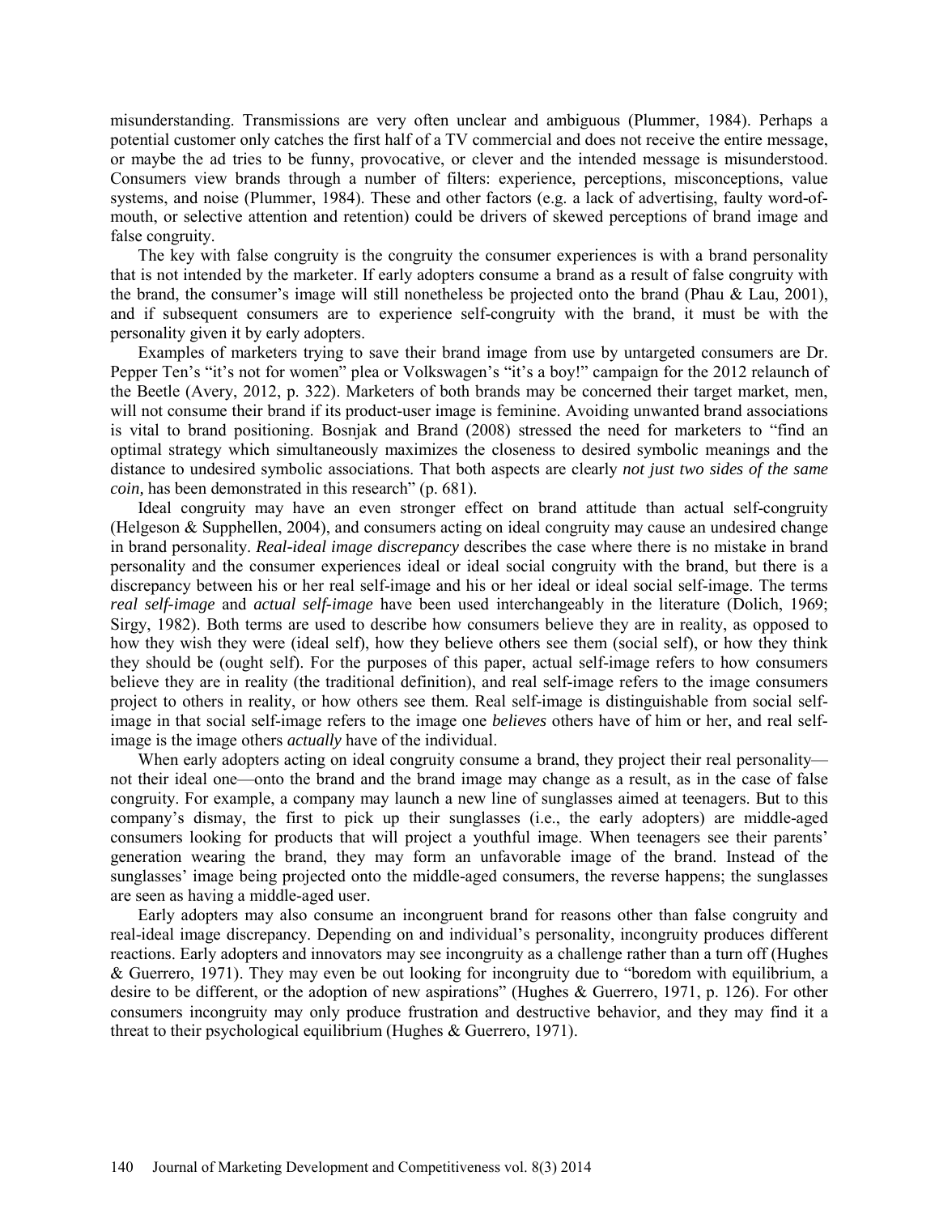misunderstanding. Transmissions are very often unclear and ambiguous (Plummer, 1984). Perhaps a potential customer only catches the first half of a TV commercial and does not receive the entire message, or maybe the ad tries to be funny, provocative, or clever and the intended message is misunderstood. Consumers view brands through a number of filters: experience, perceptions, misconceptions, value systems, and noise (Plummer, 1984). These and other factors (e.g. a lack of advertising, faulty word-of-mouth, or selective attention and retention) could be drivers of skewed perceptions of brand image and false congruity.

The key with false congruity is the congruity the consumer experiences is with a brand personality that is not intended by the marketer. If early adopters consume a brand as a result of false congruity with the brand, the consumer's image will still nonetheless be projected onto the brand (Phau & Lau, 2001), and if subsequent consumers are to experience self-congruity with the brand, it must be with the personality given it by early adopters.

Examples of marketers trying to save their brand image from use by untargeted consumers are Dr. Pepper Ten's "it's not for women" plea or Volkswagen's "it's a boy!" campaign for the 2012 relaunch of the Beetle (Avery, 2012, p. 322). Marketers of both brands may be concerned their target market, men, will not consume their brand if its product-user image is feminine. Avoiding unwanted brand associations is vital to brand positioning. Bosnjak and Brand (2008) stressed the need for marketers to "find an optimal strategy which simultaneously maximizes the closeness to desired symbolic meanings and the distance to undesired symbolic associations. That both aspects are clearly *not just two sides of the same coin,* has been demonstrated in this research" (p. 681).

Ideal congruity may have an even stronger effect on brand attitude than actual self-congruity (Helgeson & Supphellen, 2004), and consumers acting on ideal congruity may cause an undesired change in brand personality. *Real-ideal image discrepancy* describes the case where there is no mistake in brand personality and the consumer experiences ideal or ideal social congruity with the brand, but there is a discrepancy between his or her real self-image and his or her ideal or ideal social self-image. The terms *real self-image* and *actual self-image* have been used interchangeably in the literature (Dolich, 1969; Sirgy, 1982). Both terms are used to describe how consumers believe they are in reality, as opposed to how they wish they were (ideal self), how they believe others see them (social self), or how they think they should be (ought self). For the purposes of this paper, actual self-image refers to how consumers believe they are in reality (the traditional definition), and real self-image refers to the image consumers project to others in reality, or how others see them. Real self-image is distinguishable from social self-image in that social self-image refers to the image one *believes* others have of him or her, and real self-image is the image others *actually* have of the individual.

When early adopters acting on ideal congruity consume a brand, they project their real personality—not their ideal one—onto the brand and the brand image may change as a result, as in the case of false congruity. For example, a company may launch a new line of sunglasses aimed at teenagers. But to this company's dismay, the first to pick up their sunglasses (i.e., the early adopters) are middle-aged consumers looking for products that will project a youthful image. When teenagers see their parents' generation wearing the brand, they may form an unfavorable image of the brand. Instead of the sunglasses' image being projected onto the middle-aged consumers, the reverse happens; the sunglasses are seen as having a middle-aged user.

Early adopters may also consume an incongruent brand for reasons other than false congruity and real-ideal image discrepancy. Depending on and individual's personality, incongruity produces different reactions. Early adopters and innovators may see incongruity as a challenge rather than a turn off (Hughes & Guerrero, 1971). They may even be out looking for incongruity due to "boredom with equilibrium, a desire to be different, or the adoption of new aspirations" (Hughes & Guerrero, 1971, p. 126). For other consumers incongruity may only produce frustration and destructive behavior, and they may find it a threat to their psychological equilibrium (Hughes & Guerrero, 1971).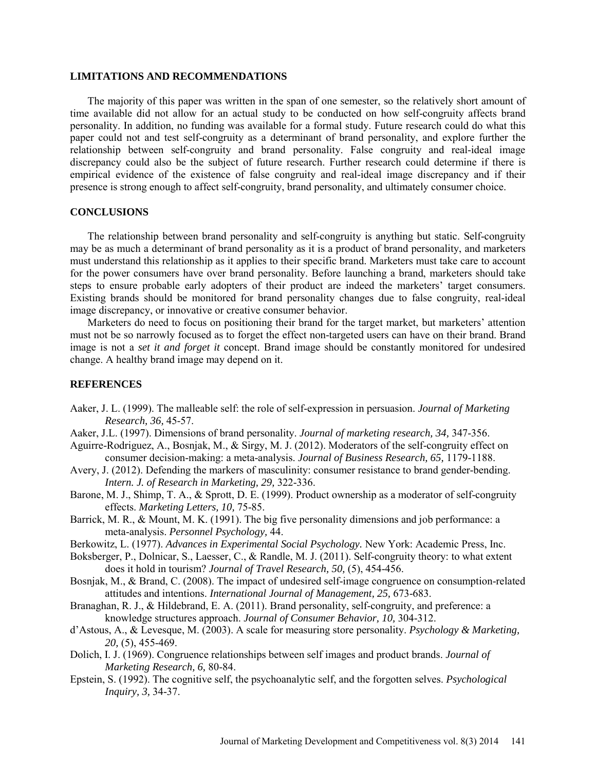## LIMITATIONS AND RECOMMENDATIONS

The majority of this paper was written in the span of one semester, so the relatively short amount of time available did not allow for an actual study to be conducted on how self-congruity affects brand personality. In addition, no funding was available for a formal study. Future research could do what this paper could not and test self-congruity as a determinant of brand personality, and explore further the relationship between self-congruity and brand personality. False congruity and real-ideal image discrepancy could also be the subject of future research. Further research could determine if there is empirical evidence of the existence of false congruity and real-ideal image discrepancy and if their presence is strong enough to affect self-congruity, brand personality, and ultimately consumer choice.

## CONCLUSIONS

The relationship between brand personality and self-congruity is anything but static. Self-congruity may be as much a determinant of brand personality as it is a product of brand personality, and marketers must understand this relationship as it applies to their specific brand. Marketers must take care to account for the power consumers have over brand personality. Before launching a brand, marketers should take steps to ensure probable early adopters of their product are indeed the marketers' target consumers. Existing brands should be monitored for brand personality changes due to false congruity, real-ideal image discrepancy, or innovative or creative consumer behavior.

Marketers do need to focus on positioning their brand for the target market, but marketers' attention must not be so narrowly focused as to forget the effect non-targeted users can have on their brand. Brand image is not a *set it and forget it* concept. Brand image should be constantly monitored for undesired change. A healthy brand image may depend on it.

## REFERENCES

Aaker, J. L. (1999). The malleable self: the role of self-expression in persuasion. *Journal of Marketing Research, 36,* 45-57.

Aaker, J.L. (1997). Dimensions of brand personality. *Journal of marketing research, 34,* 347-356.

Aguirre-Rodriguez, A., Bosnjak, M., & Sirgy, M. J. (2012). Moderators of the self-congruity effect on consumer decision-making: a meta-analysis. *Journal of Business Research, 65,* 1179-1188.

Avery, J. (2012). Defending the markers of masculinity: consumer resistance to brand gender-bending. *Intern. J. of Research in Marketing, 29,* 322-336.

Barone, M. J., Shimp, T. A., & Sprott, D. E. (1999). Product ownership as a moderator of self-congruity effects. *Marketing Letters, 10,* 75-85.

Barrick, M. R., & Mount, M. K. (1991). The big five personality dimensions and job performance: a meta-analysis. *Personnel Psychology,* 44.

Berkowitz, L. (1977). *Advances in Experimental Social Psychology.* New York: Academic Press, Inc.

Boksberger, P., Dolnicar, S., Laesser, C., & Randle, M. J. (2011). Self-congruity theory: to what extent does it hold in tourism? *Journal of Travel Research, 50,* (5), 454-456.

Bosnjak, M., & Brand, C. (2008). The impact of undesired self-image congruence on consumption-related attitudes and intentions. *International Journal of Management, 25,* 673-683.

Branaghan, R. J., & Hildebrand, E. A. (2011). Brand personality, self-congruity, and preference: a knowledge structures approach. *Journal of Consumer Behavior, 10,* 304-312.

d'Astous, A., & Levesque, M. (2003). A scale for measuring store personality. *Psychology & Marketing, 20,* (5), 455-469.

Dolich, I. J. (1969). Congruence relationships between self images and product brands. *Journal of Marketing Research, 6,* 80-84.

Epstein, S. (1992). The cognitive self, the psychoanalytic self, and the forgotten selves. *Psychological Inquiry, 3,* 34-37.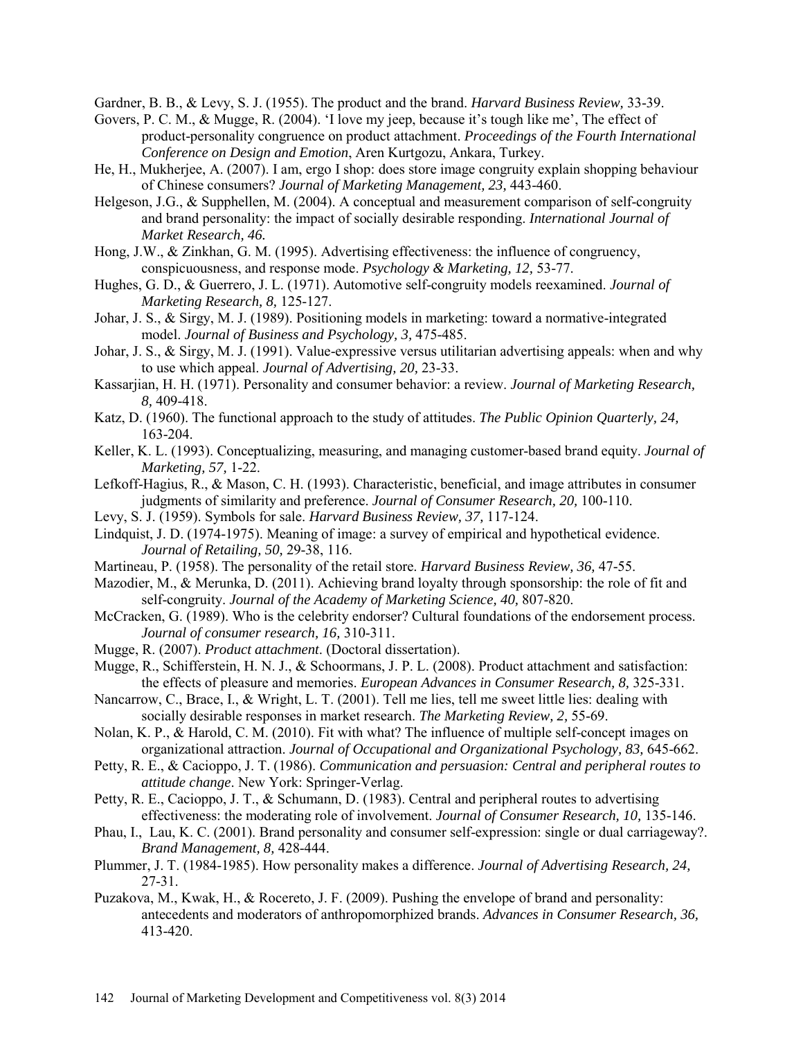Gardner, B. B., & Levy, S. J. (1955). The product and the brand. *Harvard Business Review,* 33-39.

Govers, P. C. M., & Mugge, R. (2004). 'I love my jeep, because it's tough like me', The effect of product-personality congruence on product attachment. *Proceedings of the Fourth International Conference on Design and Emotion*, Aren Kurtgozu, Ankara, Turkey.

He, H., Mukherjee, A. (2007). I am, ergo I shop: does store image congruity explain shopping behaviour of Chinese consumers? *Journal of Marketing Management, 23,* 443-460.

Helgeson, J.G., & Supphellen, M. (2004). A conceptual and measurement comparison of self-congruity and brand personality: the impact of socially desirable responding. *International Journal of Market Research, 46.*

Hong, J.W., & Zinkhan, G. M. (1995). Advertising effectiveness: the influence of congruency, conspicuousness, and response mode. *Psychology & Marketing, 12,* 53-77.

Hughes, G. D., & Guerrero, J. L. (1971). Automotive self-congruity models reexamined. *Journal of Marketing Research, 8,* 125-127.

Johar, J. S., & Sirgy, M. J. (1989). Positioning models in marketing: toward a normative-integrated model. *Journal of Business and Psychology, 3,* 475-485.

Johar, J. S., & Sirgy, M. J. (1991). Value-expressive versus utilitarian advertising appeals: when and why to use which appeal. *Journal of Advertising, 20,* 23-33.

Kassarjian, H. H. (1971). Personality and consumer behavior: a review. *Journal of Marketing Research, 8,* 409-418.

Katz, D. (1960). The functional approach to the study of attitudes. *The Public Opinion Quarterly, 24,* 163-204.

Keller, K. L. (1993). Conceptualizing, measuring, and managing customer-based brand equity. *Journal of Marketing, 57,* 1-22.

Lefkoff-Hagius, R., & Mason, C. H. (1993). Characteristic, beneficial, and image attributes in consumer judgments of similarity and preference. *Journal of Consumer Research, 20,* 100-110.

Levy, S. J. (1959). Symbols for sale. *Harvard Business Review, 37,* 117-124.

Lindquist, J. D. (1974-1975). Meaning of image: a survey of empirical and hypothetical evidence. *Journal of Retailing, 50,* 29-38, 116.

Martineau, P. (1958). The personality of the retail store. *Harvard Business Review, 36,* 47-55.

Mazodier, M., & Merunka, D. (2011). Achieving brand loyalty through sponsorship: the role of fit and self-congruity. *Journal of the Academy of Marketing Science, 40,* 807-820.

McCracken, G. (1989). Who is the celebrity endorser? Cultural foundations of the endorsement process. *Journal of consumer research, 16,* 310-311.

Mugge, R. (2007). *Product attachment*. (Doctoral dissertation).

Mugge, R., Schifferstein, H. N. J., & Schoormans, J. P. L. (2008). Product attachment and satisfaction: the effects of pleasure and memories. *European Advances in Consumer Research, 8,* 325-331.

Nancarrow, C., Brace, I., & Wright, L. T. (2001). Tell me lies, tell me sweet little lies: dealing with socially desirable responses in market research. *The Marketing Review, 2,* 55-69.

Nolan, K. P., & Harold, C. M. (2010). Fit with what? The influence of multiple self-concept images on organizational attraction. *Journal of Occupational and Organizational Psychology, 83,* 645-662.

Petty, R. E., & Cacioppo, J. T. (1986). *Communication and persuasion: Central and peripheral routes to attitude change*. New York: Springer-Verlag.

Petty, R. E., Cacioppo, J. T., & Schumann, D. (1983). Central and peripheral routes to advertising effectiveness: the moderating role of involvement. *Journal of Consumer Research, 10,* 135-146.

Phau, I., Lau, K. C. (2001). Brand personality and consumer self-expression: single or dual carriageway?. *Brand Management, 8,* 428-444.

Plummer, J. T. (1984-1985). How personality makes a difference. *Journal of Advertising Research, 24,* 27-31.

Puzakova, M., Kwak, H., & Rocereto, J. F. (2009). Pushing the envelope of brand and personality: antecedents and moderators of anthropomorphized brands. *Advances in Consumer Research, 36,* 413-420.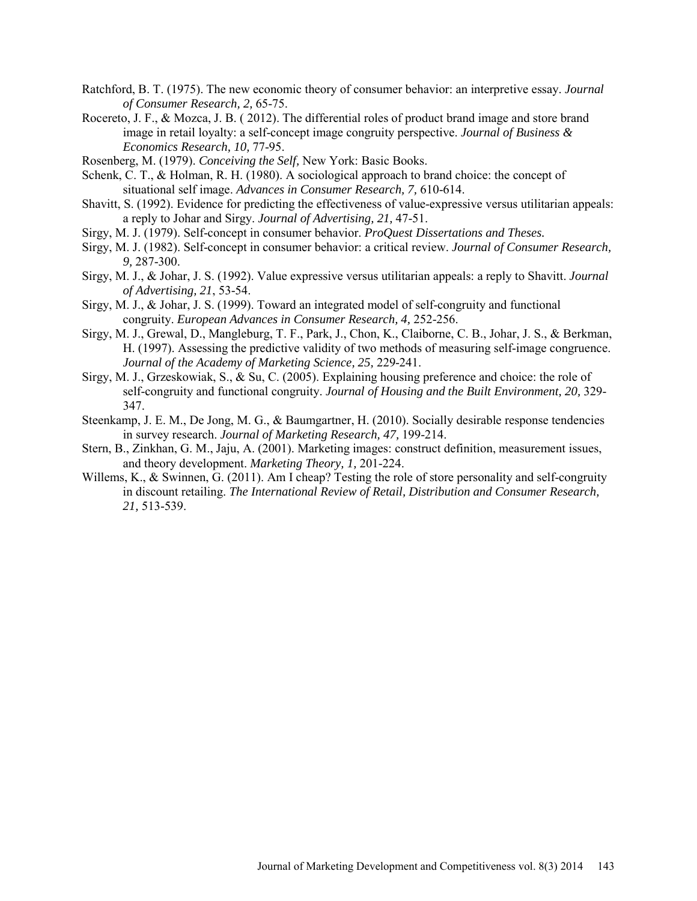Ratchford, B. T. (1975). The new economic theory of consumer behavior: an interpretive essay. *Journal of Consumer Research, 2,* 65-75.

Rocereto, J. F., & Mozca, J. B. ( 2012). The differential roles of product brand image and store brand image in retail loyalty: a self-concept image congruity perspective. *Journal of Business & Economics Research, 10,* 77-95.

Rosenberg, M. (1979). *Conceiving the Self,* New York: Basic Books.

Schenk, C. T., & Holman, R. H. (1980). A sociological approach to brand choice: the concept of situational self image. *Advances in Consumer Research, 7,* 610-614.

Shavitt, S. (1992). Evidence for predicting the effectiveness of value-expressive versus utilitarian appeals: a reply to Johar and Sirgy. *Journal of Advertising, 21,* 47-51.

Sirgy, M. J. (1979). Self-concept in consumer behavior. *ProQuest Dissertations and Theses.*

Sirgy, M. J. (1982). Self-concept in consumer behavior: a critical review. *Journal of Consumer Research, 9,* 287-300.

Sirgy, M. J., & Johar, J. S. (1992). Value expressive versus utilitarian appeals: a reply to Shavitt. *Journal of Advertising, 21*, 53-54.

Sirgy, M. J., & Johar, J. S. (1999). Toward an integrated model of self-congruity and functional congruity. *European Advances in Consumer Research, 4,* 252-256.

Sirgy, M. J., Grewal, D., Mangleburg, T. F., Park, J., Chon, K., Claiborne, C. B., Johar, J. S., & Berkman, H. (1997). Assessing the predictive validity of two methods of measuring self-image congruence. *Journal of the Academy of Marketing Science, 25,* 229-241.

Sirgy, M. J., Grzeskowiak, S., & Su, C. (2005). Explaining housing preference and choice: the role of self-congruity and functional congruity. *Journal of Housing and the Built Environment, 20,* 329-347.

Steenkamp, J. E. M., De Jong, M. G., & Baumgartner, H. (2010). Socially desirable response tendencies in survey research. *Journal of Marketing Research, 47,* 199-214.

Stern, B., Zinkhan, G. M., Jaju, A. (2001). Marketing images: construct definition, measurement issues, and theory development. *Marketing Theory, 1,* 201-224.

Willems, K., & Swinnen, G. (2011). Am I cheap? Testing the role of store personality and self-congruity in discount retailing. *The International Review of Retail, Distribution and Consumer Research, 21,* 513-539.